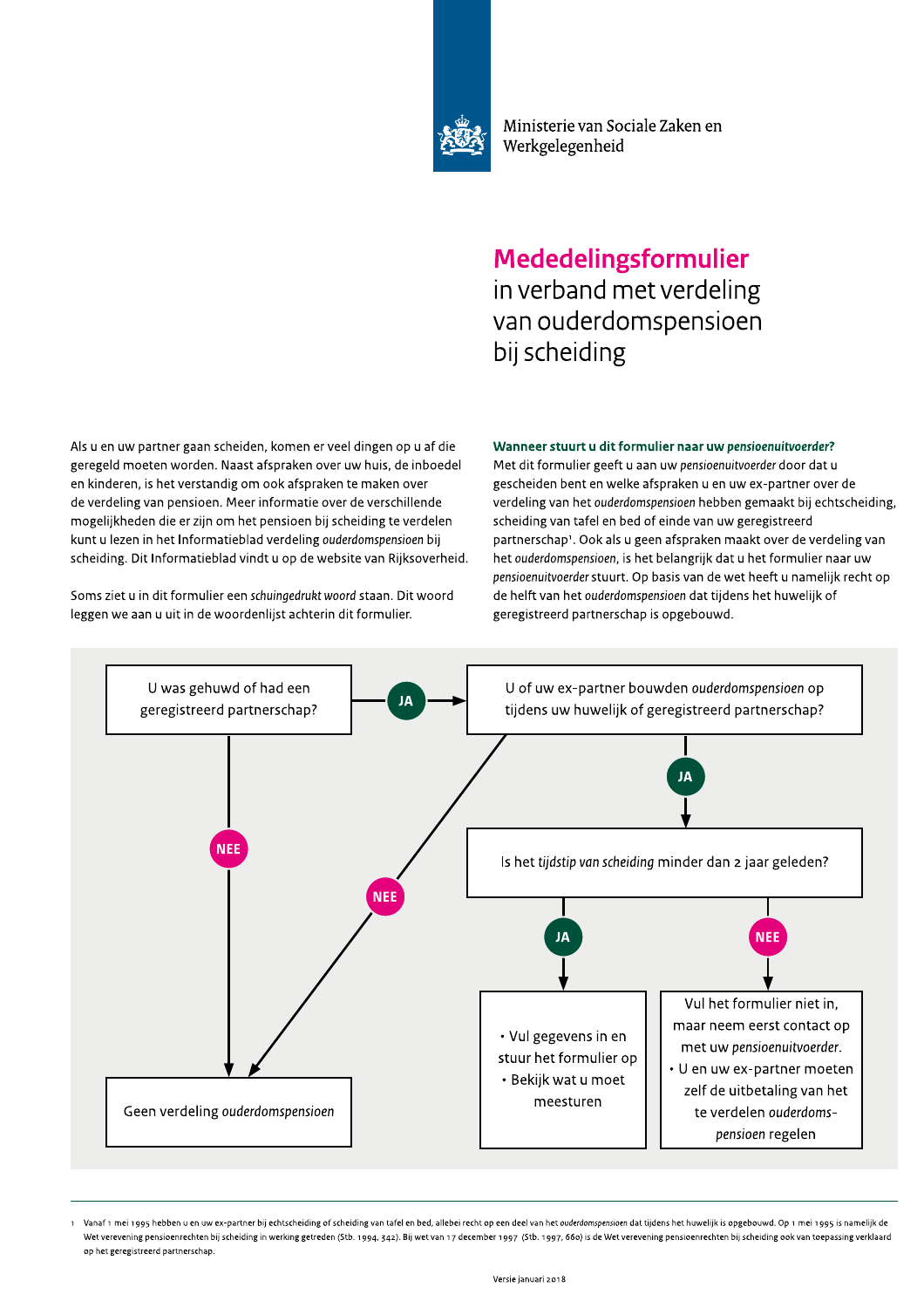Ministerie van Sociale Zaken en Werkgelegenheid

# **Mededelingsformulier** in verband met verdeling van ouderdomspensioen bij scheiding

Als u en uw partner gaan scheiden, komen er veel dingen op u af die geregeld moeten worden. Naast afspraken over uw huis, de inboedel en kinderen, is het verstandig om ook afspraken te maken over de verdeling van pensioen. Meer informatie over de verschillende mogelijkheden die er zijn om het pensioen bij scheiding te verdelen kunt u lezen in het Informatieblad verdeling *ouderdomspensioen* bij scheiding. Dit Informatieblad vindt u op de website van Rijksoverheid.

Soms ziet u in dit formulier een *schuingedrukt woord* staan. Dit woord leggen we aan u uit in de woordenlijst achterin dit formulier.

### Wanneer stuurt u dit formulier naar uw *pensioenuitvoerder*?

Met dit formulier geeft u aan uw *pensioenuitvoerder* door dat u gescheiden bent en welke afspraken u en uw ex-partner over de verdeling van het *ouderdomspensioen* hebben gemaakt bij echtscheiding, scheiding van tafel en bed of van einde van uw geregistreerd partnerschap[1]. Ook als u geen afspraken maakt over de verdeling van het *ouderdomspensioen*, is het belangrijk dat u het formulier naar uw *pensioenuitvoerder* stuurt. Op basis van de wet heeft u namelijk recht op de helft van het *ouderdomspensioen* dat tijdens het huwelijk of geregistreerd partnerschap is opgebouwd.

- **U was gehuwd of had een geregistreerd partnerschap?**
  - **NEE** → Geen verdeling *ouderdomspensioen*
  - **JA** → **U of uw ex-partner bouwden *ouderdomspensioen* op tijdens uw huwelijk of geregistreerd partnerschap?**
    - **NEE** → Geen verdeling *ouderdomspensioen*
    - **JA** → **Is het *tijdstip van scheiding* minder dan 2 jaar geleden?**
      - **JA** →
        - Vul gegevens in en stuur het formulier op
        - Bekijk wat u moet meesturen
      - **NEE** → Vul het formulier niet in, maar neem eerst contact op met uw *pensioenuitvoerder*.
        - U en uw ex-partner moeten zelf de uitbetaling van het te verdelen *ouderdomspensioen* regelen

---

1 Vanaf 1 mei 1995 hebben u en uw ex-partner bij echtscheiding of scheiding van tafel en bed, allebei recht op een deel van het *ouderdomspensioen* dat tijdens het huwelijk is opgebouwd. Op 1 mei 1995 is namelijk de Wet verevening pensioenrechten bij scheiding in werking getreden (Stb. 1994, 342). Bij wet van 17 december 1997 (Stb. 1997, 660) is de Wet verevening pensioenrechten bij scheiding ook van toepassing verklaard op het geregistreerd partnerschap.

Versie januari 2018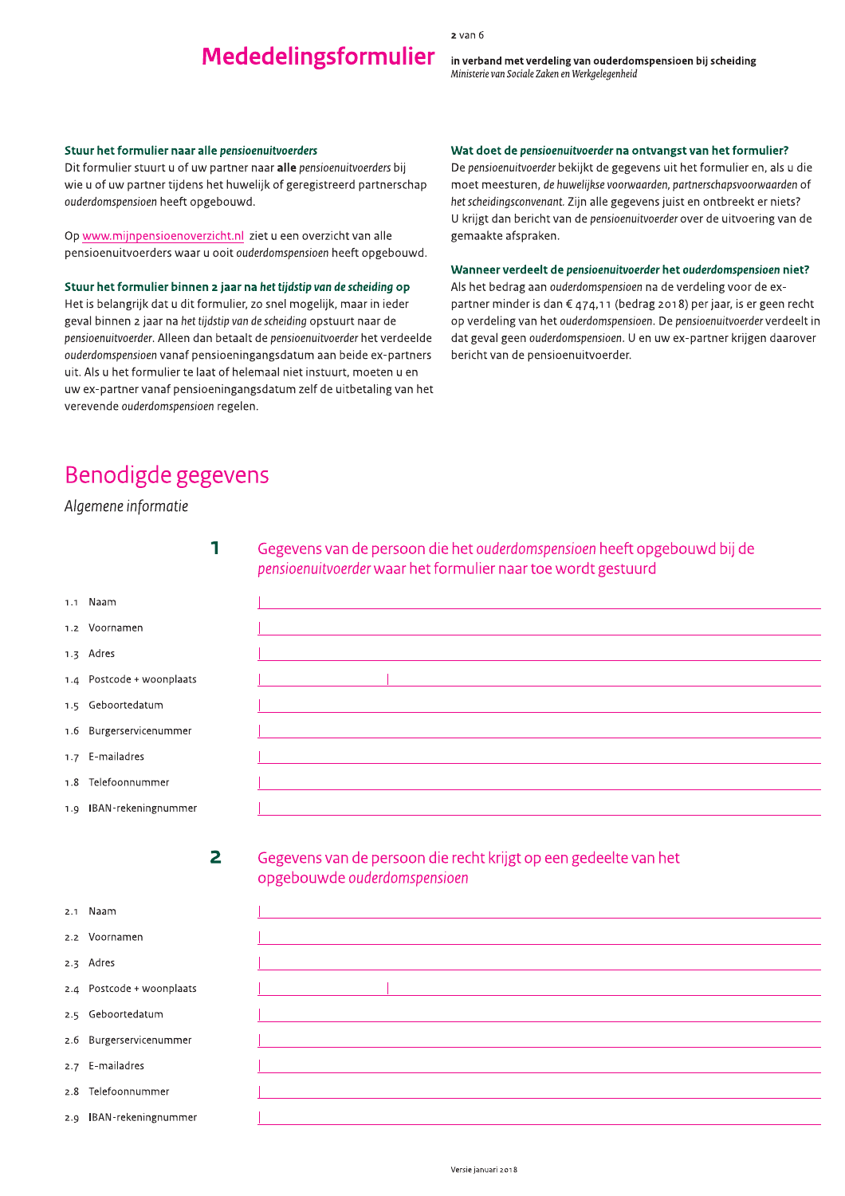## Stuur het formulier naar alle *pensioenuitvoerders*

Dit formulier stuurt u of uw partner naar **alle** *pensioenuitvoerders* bij wie u of uw partner tijdens het huwelijk of geregistreerd partnerschap *ouderdomspensioen* heeft opgebouwd.

Op www.mijnpensioenoverzicht.nl ziet u een overzicht van alle pensioenuitvoerders waar u ooit *ouderdomspensioen* heeft opgebouwd.

## Stuur het formulier binnen 2 jaar na *het tijdstip van de scheiding* op

Het is belangrijk dat u dit formulier, zo snel mogelijk, maar in ieder geval binnen 2 jaar na *het tijdstip van de scheiding* opstuurt naar de *pensioenuitvoerder*. Alleen dan betaalt de *pensioenuitvoerder* het verdeelde *ouderdomspensioen* vanaf pensioeningangsdatum aan beide ex-partners uit. Als u het formulier te laat of helemaal niet instuurt, moeten u en uw ex-partner vanaf pensioeningangsdatum zelf de uitbetaling van het verevende *ouderdomspensioen* regelen.

## Wat doet de *pensioenuitvoerder* na ontvangst van het formulier?

De *pensioenuitvoerder* bekijkt de gegevens uit het formulier en, als u die moet meesturen, *de huwelijkse voorwaarden, partnerschapsvoorwaarden* of *het scheidingsconvenant.* Zijn alle gegevens juist en ontbreekt er niets? U krijgt dan bericht van de *pensioenuitvoerder* over de uitvoering van de gemaakte afspraken.

## Wanneer verdeelt de *pensioenuitvoerder* het *ouderdomspensioen* niet?

Als het bedrag aan *ouderdomspensioen* na de verdeling voor de ex-partner minder is dan € 474,11 (bedrag 2018) per jaar, is er geen recht op verdeling van het *ouderdomspensioen*. De *pensioenuitvoerder* verdeelt in dat geval geen *ouderdomspensioen*. U en uw ex-partner krijgen daarover bericht van de pensioenuitvoerder.

# Benodigde gegevens

*Algemene informatie*

## 1 Gegevens van de persoon die het *ouderdomspensioen* heeft opgebouwd bij de *pensioenuitvoerder* waar het formulier naar toe wordt gestuurd

1.1 Naam

1.2 Voornamen

1.3 Adres

1.4 Postcode + woonplaats

1.5 Geboortedatum

1.6 Burgerservicenummer

1.7 E-mailadres

1.8 Telefoonnummer

1.9 IBAN-rekeningnummer

## 2 Gegevens van de persoon die recht krijgt op een gedeelte van het opgebouwde *ouderdomspensioen*

2.1 Naam

2.2 Voornamen

2.3 Adres

2.4 Postcode + woonplaats

2.5 Geboortedatum

2.6 Burgerservicenummer

2.7 E-mailadres

2.8 Telefoonnummer

2.9 IBAN-rekeningnummer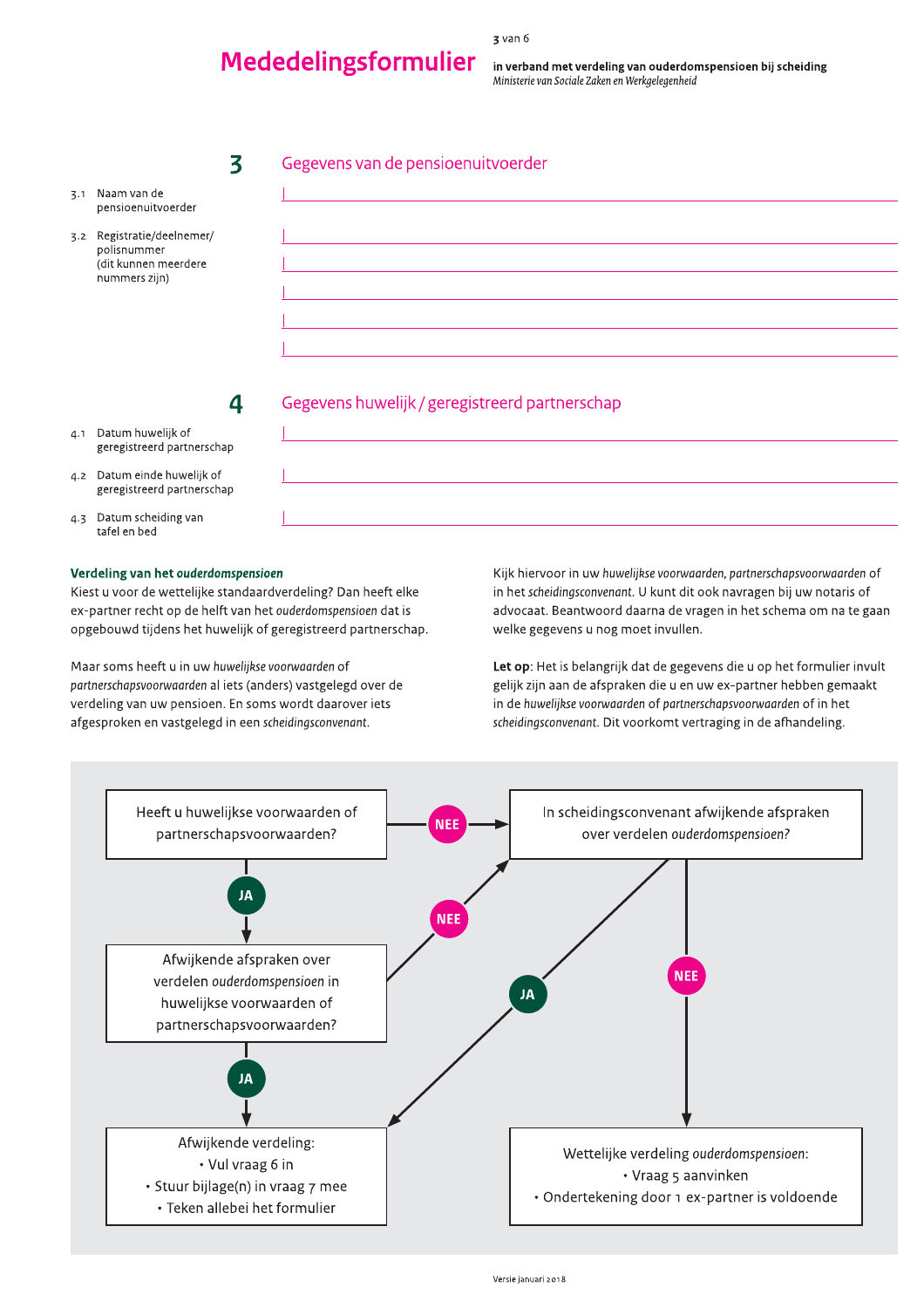## 3 Gegevens van de pensioenuitvoerder

3.1 Naam van de pensioenuitvoerder

3.2 Registratie/deelnemer/polisnummer (dit kunnen meerdere nummers zijn)

## 4 Gegevens huwelijk / geregistreerd partnerschap

4.1 Datum huwelijk of geregistreerd partnerschap

4.2 Datum einde huwelijk of geregistreerd partnerschap

4.3 Datum scheiding van tafel en bed

### Verdeling van het *ouderdomspensioen*

Kiest u voor de wettelijke standaardverdeling? Dan heeft elke ex-partner recht op de helft van het *ouderdomspensioen* dat is opgebouwd tijdens het huwelijk of geregistreerd partnerschap.

Maar soms heeft u in uw *huwelijkse voorwaarden* of *partnerschapsvoorwaarden* al iets (anders) vastgelegd over de verdeling van uw pensioen. En soms wordt daarover iets afgesproken en vastgelegd in een *scheidingsconvenant*.

Kijk hiervoor in uw *huwelijkse voorwaarden, partnerschapsvoorwaarden* of in het *scheidingsconvenant*. U kunt dit ook navragen bij uw notaris of advocaat. Beantwoord daarna de vragen in het schema om na te gaan welke gegevens u nog moet invullen.

**Let op**: Het is belangrijk dat de gegevens die u op het formulier invult gelijk zijn aan de afspraken die u en uw ex-partner hebben gemaakt in de *huwelijkse voorwaarden* of *partnerschapsvoorwaarden* of in het *scheidingsconvenant*. Dit voorkomt vertraging in de afhandeling.

Heeft u huwelijkse voorwaarden of partnerschapsvoorwaarden?
- JA → Afwijkende afspraken over verdelen *ouderdomspensioen* in huwelijkse voorwaarden of partnerschapsvoorwaarden?
  - JA → Afwijkende verdeling
  - NEE → In scheidingsconvenant afwijkende afspraken over verdelen *ouderdomspensioen*?
- NEE → In scheidingsconvenant afwijkende afspraken over verdelen *ouderdomspensioen*?
  - JA → Afwijkende verdeling
  - NEE → Wettelijke verdeling *ouderdomspensioen*

Afwijkende verdeling:
- Vul vraag 6 in
- Stuur bijlage(n) in vraag 7 mee
- Teken allebei het formulier

Wettelijke verdeling *ouderdomspensioen*:
- Vraag 5 aanvinken
- Ondertekening door 1 ex-partner is voldoende

Versie januari 2018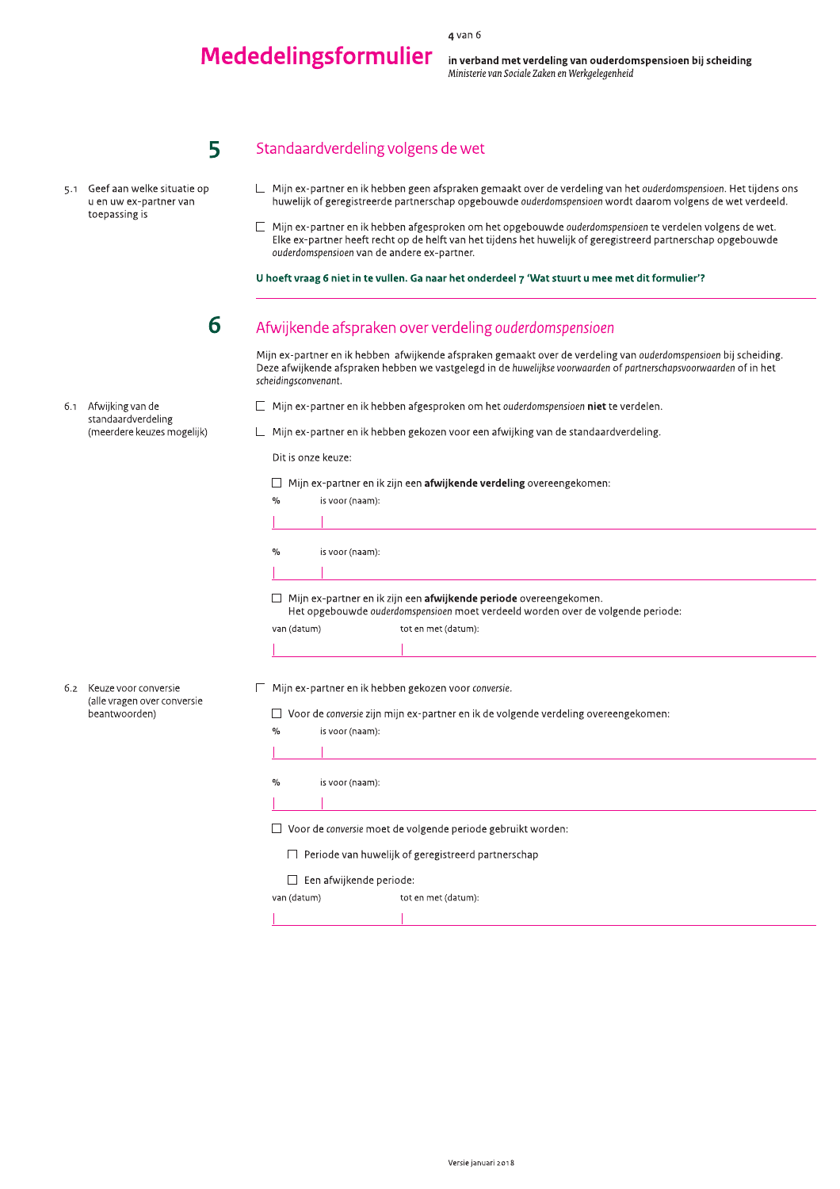## 5 Standaardverdeling volgens de wet

**5.1 Geef aan welke situatie op u en uw ex-partner van toepassing is**

- ☐ Mijn ex-partner en ik hebben geen afspraken gemaakt over de verdeling van het *ouderdomspensioen*. Het tijdens ons huwelijk of geregistreerde partnerschap opgebouwde *ouderdomspensioen* wordt daarom volgens de wet verdeeld.
- ☐ Mijn ex-partner en ik hebben afgesproken om het opgebouwde *ouderdomspensioen* te verdelen volgens de wet. Elke ex-partner heeft recht op de helft van het tijdens het huwelijk of geregistreerd partnerschap opgebouwde *ouderdomspensioen* van de andere ex-partner.

**U hoeft vraag 6 niet in te vullen. Ga naar het onderdeel 7 'Wat stuurt u mee met dit formulier'?**

## 6 Afwijkende afspraken over verdeling *ouderdomspensioen*

Mijn ex-partner en ik hebben afwijkende afspraken gemaakt over de verdeling van *ouderdomspensioen* bij scheiding. Deze afwijkende afspraken hebben we vastgelegd in de *huwelijkse voorwaarden* of *partnerschapsvoorwaarden* of in het *scheidingsconvenant*.

**6.1 Afwijking van de standaardverdeling (meerdere keuzes mogelijk)**

- ☐ Mijn ex-partner en ik hebben afgesproken om het *ouderdomspensioen* **niet** te verdelen.
- ☐ Mijn ex-partner en ik hebben gekozen voor een afwijking van de standaardverdeling.

Dit is onze keuze:

- ☐ Mijn ex-partner en ik zijn een **afwijkende verdeling** overeengekomen:

| % | is voor (naam): |
|---|---|
| | |

| % | is voor (naam): |
|---|---|
| | |

- ☐ Mijn ex-partner en ik zijn een **afwijkende periode** overeengekomen.
  Het opgebouwde *ouderdomspensioen* moet verdeeld worden over de volgende periode:

| van (datum) | tot en met (datum): |
|---|---|
| | |

**6.2 Keuze voor conversie (alle vragen over conversie beantwoorden)**

- ☐ Mijn ex-partner en ik hebben gekozen voor *conversie*.
  - ☐ Voor de *conversie* zijn mijn ex-partner en ik de volgende verdeling overeengekomen:

| % | is voor (naam): |
|---|---|
| | |

| % | is voor (naam): |
|---|---|
| | |

  - ☐ Voor de *conversie* moet de volgende periode gebruikt worden:
    - ☐ Periode van huwelijk of geregistreerd partnerschap
    - ☐ Een afwijkende periode:

| van (datum) | tot en met (datum): |
|---|---|
| | |

Versie januari 2018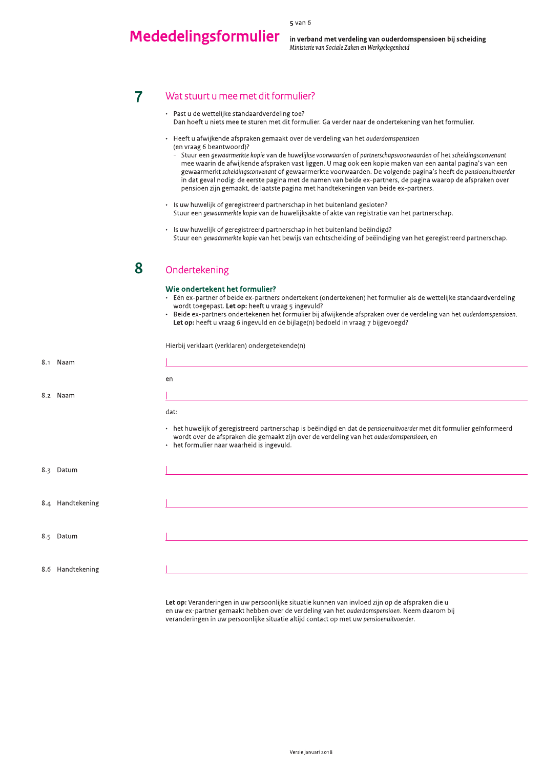## 7 Wat stuurt u mee met dit formulier?

- Past u de wettelijke standaardverdeling toe?
  Dan hoeft u niets mee te sturen met dit formulier. Ga verder naar de ondertekening van het formulier.

- Heeft u afwijkende afspraken gemaakt over de verdeling van het *ouderdomspensioen* (en vraag 6 beantwoord)?
  - Stuur een *gewaarmerkte kopie* van de *huwelijkse voorwaarden* of *partnerschapsvoorwaarden* of het *scheidingsconvenant* mee waarin de afwijkende afspraken vast liggen. U mag ook een kopie maken van een aantal pagina's van een gewaarmerkt *scheidingsconvenant* of gewaarmerkte voorwaarden. De volgende pagina's heeft de *pensioenuitvoerder* in dat geval nodig: de eerste pagina met de namen van beide ex-partners, de pagina waarop de afspraken over pensioen zijn gemaakt, de laatste pagina met handtekeningen van beide ex-partners.

- Is uw huwelijk of geregistreerd partnerschap in het buitenland gesloten?
  Stuur een *gewaarmerkte kopie* van de huwelijksakte of akte van registratie van het partnerschap.

- Is uw huwelijk of geregistreerd partnerschap in het buitenland beëindigd?
  Stuur een *gewaarmerkte kopie* van het bewijs van echtscheiding of beëindiging van het geregistreerd partnerschap.

## 8 Ondertekening

### Wie ondertekent het formulier?

- Eén ex-partner of beide ex-partners ondertekent (ondertekenen) het formulier als de wettelijke standaardverdeling wordt toegepast. **Let op:** heeft u vraag 5 ingevuld?
- Beide ex-partners ondertekenen het formulier bij afwijkende afspraken over de verdeling van het *ouderdomspensioen*. **Let op:** heeft u vraag 6 ingevuld en de bijlage(n) bedoeld in vraag 7 bijgevoegd?

Hierbij verklaart (verklaren) ondergetekende(n)

8.1 Naam ____________________

en

8.2 Naam ____________________

dat:

- het huwelijk of geregistreerd partnerschap is beëindigd en dat de *pensioenuitvoerder* met dit formulier geïnformeerd wordt over de afspraken die gemaakt zijn over de verdeling van het *ouderdomspensioen*, en
- het formulier naar waarheid is ingevuld.

8.3 Datum ____________________

8.4 Handtekening ____________________

8.5 Datum ____________________

8.6 Handtekening ____________________

**Let op:** Veranderingen in uw persoonlijke situatie kunnen van invloed zijn op de afspraken die u en uw ex-partner gemaakt hebben over de verdeling van het *ouderdomspensioen*. Neem daarom bij veranderingen in uw persoonlijke situatie altijd contact op met uw *pensioenuitvoerder*.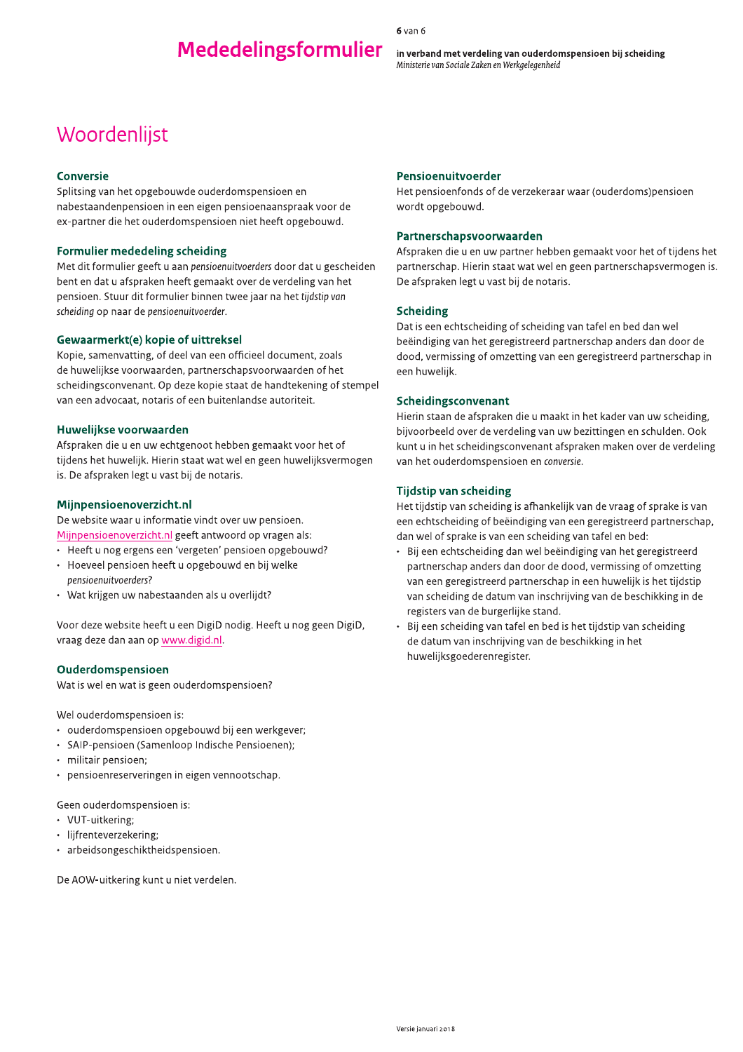# Woordenlijst

### Conversie

Splitsing van het opgebouwde ouderdomspensioen en nabestaandenpensioen in een eigen pensioenaanspraak voor de ex-partner die het ouderdomspensioen niet heeft opgebouwd.

### Formulier mededeling scheiding

Met dit formulier geeft u aan *pensioenuitvoerders* door dat u gescheiden bent en dat u afspraken heeft gemaakt over de verdeling van het pensioen. Stuur dit formulier binnen twee jaar na het *tijdstip van scheiding* op naar de *pensioenuitvoerder*.

### Gewaarmerkt(e) kopie of uittreksel

Kopie, samenvatting, of deel van een officieel document, zoals de huwelijkse voorwaarden, partnerschapsvoorwaarden of het scheidingsconvenant. Op deze kopie staat de handtekening of stempel van een advocaat, notaris of een buitenlandse autoriteit.

### Huwelijkse voorwaarden

Afspraken die u en uw echtgenoot hebben gemaakt voor het of tijdens het huwelijk. Hierin staat wat wel en geen huwelijksvermogen is. De afspraken legt u vast bij de notaris.

### Mijnpensioenoverzicht.nl

De website waar u informatie vindt over uw pensioen. Mijnpensioenoverzicht.nl geeft antwoord op vragen als:

- Heeft u nog ergens een 'vergeten' pensioen opgebouwd?
- Hoeveel pensioen heeft u opgebouwd en bij welke *pensioenuitvoerders*?
- Wat krijgen uw nabestaanden als u overlijdt?

Voor deze website heeft u een DigiD nodig. Heeft u nog geen DigiD, vraag deze dan aan op www.digid.nl.

### Ouderdomspensioen

Wat is wel en wat is geen ouderdomspensioen?

Wel ouderdomspensioen is:

- ouderdomspensioen opgebouwd bij een werkgever;
- SAIP-pensioen (Samenloop Indische Pensioenen);
- militair pensioen;
- pensioenreserveringen in eigen vennootschap.

Geen ouderdomspensioen is:

- VUT-uitkering;
- lijfrenteverzekering;
- arbeidsongeschiktheidspensioen.

De AOW-uitkering kunt u niet verdelen.

### Pensioenuitvoerder

Het pensioenfonds of de verzekeraar waar (ouderdoms)pensioen wordt opgebouwd.

### Partnerschapsvoorwaarden

Afspraken die u en uw partner hebben gemaakt voor het of tijdens het partnerschap. Hierin staat wat wel en geen partnerschapsvermogen is. De afspraken legt u vast bij de notaris.

### Scheiding

Dat is een echtscheiding of scheiding van tafel en bed dan wel beëindiging van het geregistreerd partnerschap anders dan door de dood, vermissing of omzetting van een geregistreerd partnerschap in een huwelijk.

### Scheidingsconvenant

Hierin staan de afspraken die u maakt in het kader van uw scheiding, bijvoorbeeld over de verdeling van uw bezittingen en schulden. Ook kunt u in het scheidingsconvenant afspraken maken over de verdeling van het ouderdomspensioen en *conversie*.

### Tijdstip van scheiding

Het tijdstip van scheiding is afhankelijk van de vraag of sprake is van een echtscheiding of beëindiging van een geregistreerd partnerschap, dan wel of sprake is van een scheiding van tafel en bed:

- Bij een echtscheiding dan wel beëindiging van het geregistreerd partnerschap anders dan door de dood, vermissing of omzetting van een geregistreerd partnerschap in een huwelijk is het tijdstip van scheiding de datum van inschrijving van de beschikking in de registers van de burgerlijke stand.
- Bij een scheiding van tafel en bed is het tijdstip van scheiding de datum van inschrijving van de beschikking in het huwelijksgoederenregister.

Versie januari 2018